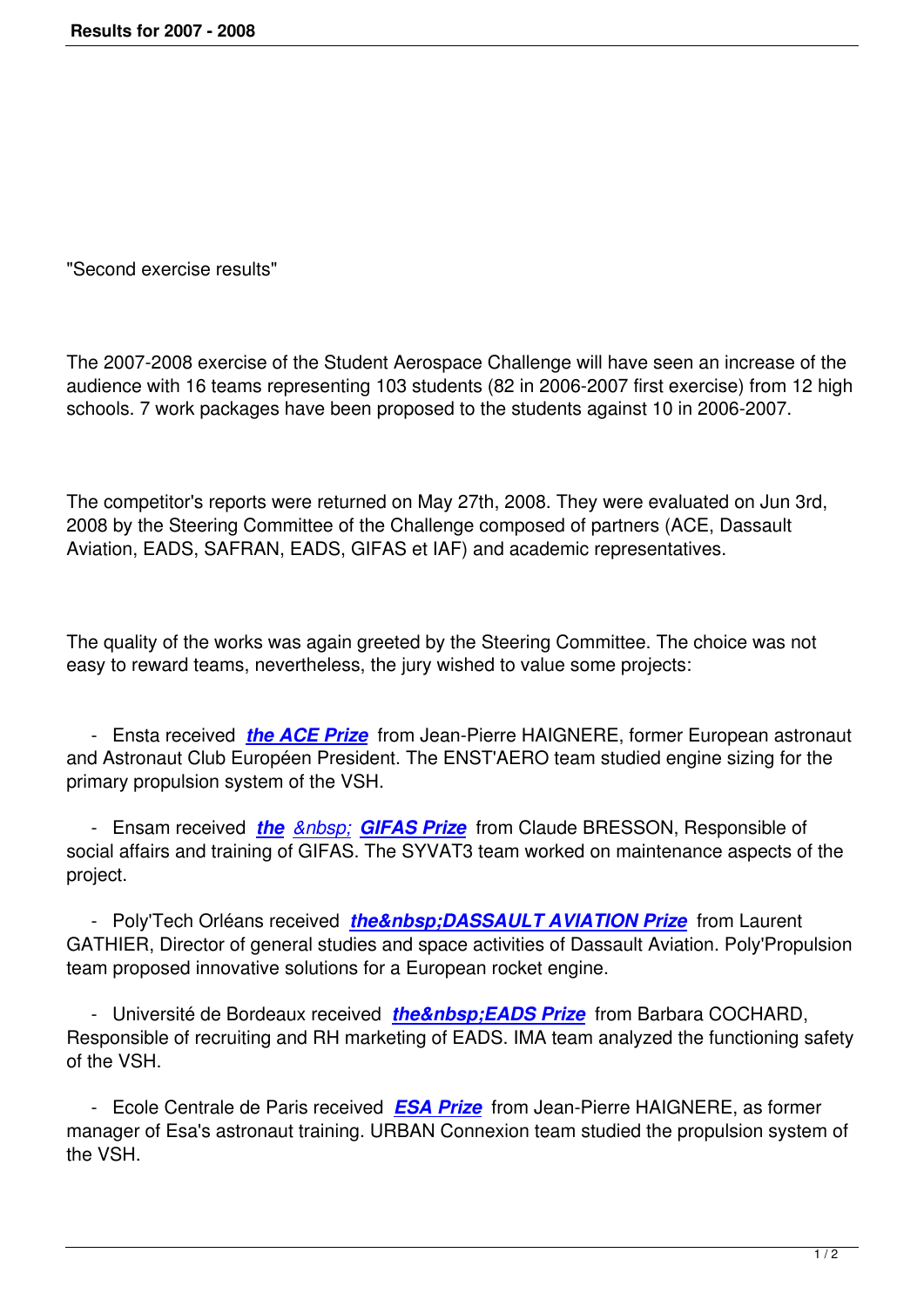"Second exercise results"

The 2007-2008 exercise of the Student Aerospace Challenge will have seen an increase of the audience with 16 teams representing 103 students (82 in 2006-2007 first exercise) from 12 high schools. 7 work packages have been proposed to the students against 10 in 2006-2007.

The competitor's reports were returned on May 27th, 2008. They were evaluated on Jun 3rd, 2008 by the Steering Committee of the Challenge composed of partners (ACE, Dassault Aviation, EADS, SAFRAN, EADS, GIFAS et IAF) and academic representatives.

The quality of the works was again greeted by the Steering Committee. The choice was not easy to reward teams, nevertheless, the jury wished to value some projects:

- Ensta received ***the ACE Prize*** from Jean-Pierre HAIGNERE, former European astronaut and Astronaut Club Européen President. The ENST'AERO team studied engine sizing for the primary propulsion system of the VSH.

- Ensam received ***the*** *&nbsp;* ***GIFAS Prize*** from Claude BRESSON, Responsible of social affairs and training of GIFAS. The SYVAT3 team worked on maintenance aspects of the project.

- Poly'Tech Orléans received ***the&nbsp;DASSAULT AVIATION Prize*** from Laurent GATHIER, Director of general studies and space activities of Dassault Aviation. Poly'Propulsion team proposed innovative solutions for a European rocket engine.

- Université de Bordeaux received ***the&nbsp;EADS Prize*** from Barbara COCHARD, Responsible of recruiting and RH marketing of EADS. IMA team analyzed the functioning safety of the VSH.

- Ecole Centrale de Paris received ***ESA Prize*** from Jean-Pierre HAIGNERE, as former manager of Esa's astronaut training. URBAN Connexion team studied the propulsion system of the VSH.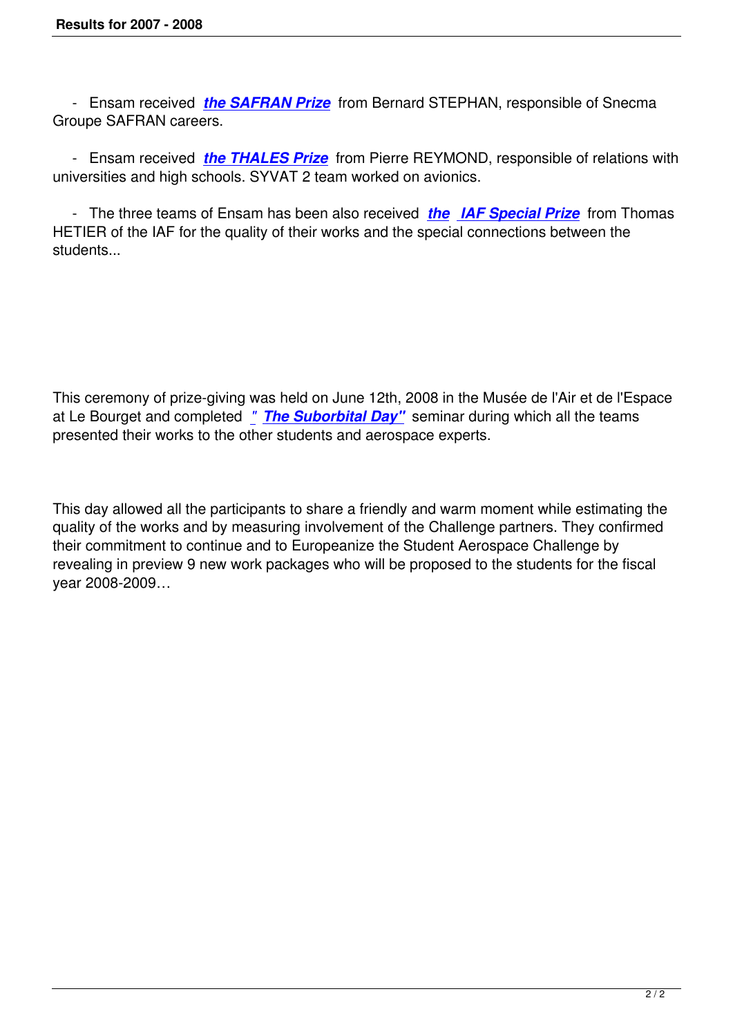- Ensam received ***the SAFRAN Prize*** from Bernard STEPHAN, responsible of Snecma Groupe SAFRAN careers.

- Ensam received ***the THALES Prize*** from Pierre REYMOND, responsible of relations with universities and high schools. SYVAT 2 team worked on avionics.

- The three teams of Ensam has been also received ***the IAF Special Prize*** from Thomas HETIER of the IAF for the quality of their works and the special connections between the students...

This ceremony of prize-giving was held on June 12th, 2008 in the Musée de l'Air et de l'Espace at Le Bourget and completed ***" The Suborbital Day"*** seminar during which all the teams presented their works to the other students and aerospace experts.

This day allowed all the participants to share a friendly and warm moment while estimating the quality of the works and by measuring involvement of the Challenge partners. They confirmed their commitment to continue and to Europeanize the Student Aerospace Challenge by revealing in preview 9 new work packages who will be proposed to the students for the fiscal year 2008-2009…